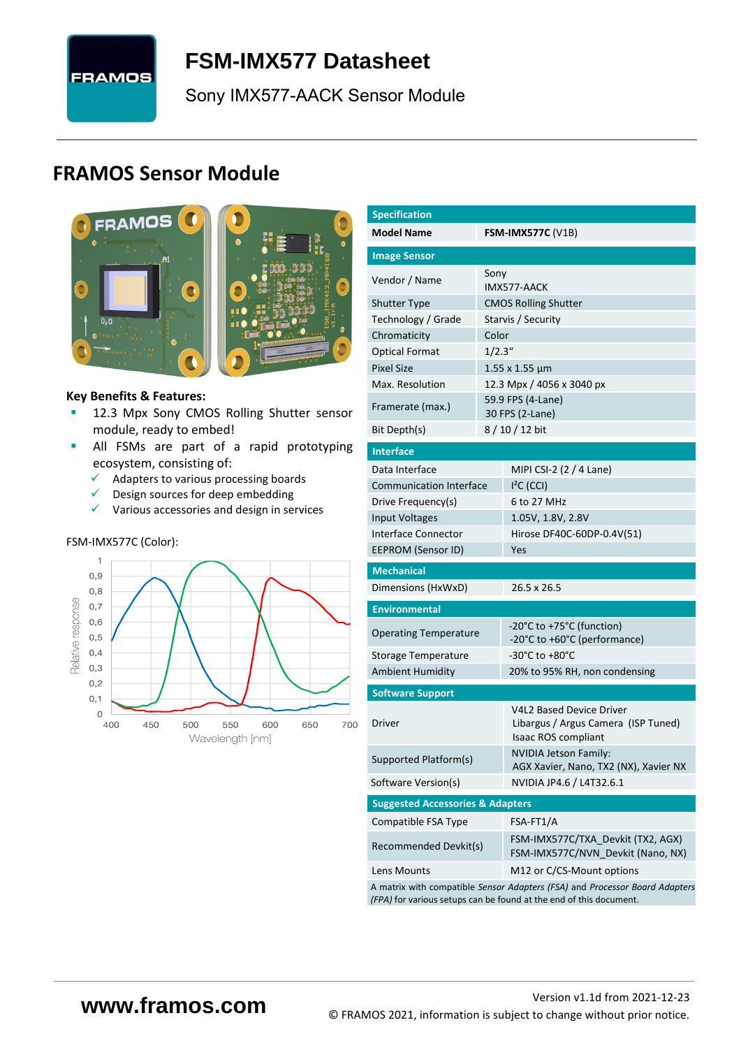# FSM-IMX577 Datasheet

Sony IMX577-AACK Sensor Module

## FRAMOS Sensor Module

**Key Benefits & Features:**

- 12.3 Mpx Sony CMOS Rolling Shutter sensor module, ready to embed!
- All FSMs are part of a rapid prototyping ecosystem, consisting of:
  - ✓ Adapters to various processing boards
  - ✓ Design sources for deep embedding
  - ✓ Various accessories and design in services

FSM-IMX577C (Color):

| Specification | |
|---|---|
| Model Name | **FSM-IMX577C** (V1B) |
| **Image Sensor** | |
| Vendor / Name | Sony<br>IMX577-AACK |
| Shutter Type | CMOS Rolling Shutter |
| Technology / Grade | Starvis / Security |
| Chromaticity | Color |
| Optical Format | 1/2.3" |
| Pixel Size | 1.55 x 1.55 µm |
| Max. Resolution | 12.3 Mpx / 4056 x 3040 px |
| Framerate (max.) | 59.9 FPS (4-Lane)<br>30 FPS (2-Lane) |
| Bit Depth(s) | 8 / 10 / 12 bit |
| **Interface** | |
| Data Interface | MIPI CSI-2 (2 / 4 Lane) |
| Communication Interface | I²C (CCI) |
| Drive Frequency(s) | 6 to 27 MHz |
| Input Voltages | 1.05V, 1.8V, 2.8V |
| Interface Connector | Hirose DF40C-60DP-0.4V(51) |
| EEPROM (Sensor ID) | Yes |
| **Mechanical** | |
| Dimensions (HxWxD) | 26.5 x 26.5 |
| **Environmental** | |
| Operating Temperature | -20°C to +75°C (function)<br>-20°C to +60°C (performance) |
| Storage Temperature | -30°C to +80°C |
| Ambient Humidity | 20% to 95% RH, non condensing |
| **Software Support** | |
| Driver | V4L2 Based Device Driver<br>Libargus / Argus Camera (ISP Tuned)<br>Isaac ROS compliant |
| Supported Platform(s) | NVIDIA Jetson Family:<br>AGX Xavier, Nano, TX2 (NX), Xavier NX |
| Software Version(s) | NVIDIA JP4.6 / L4T32.6.1 |
| **Suggested Accessories & Adapters** | |
| Compatible FSA Type | FSA-FT1/A |
| Recommended Devkit(s) | FSM-IMX577C/TXA_Devkit (TX2, AGX)<br>FSM-IMX577C/NVN_Devkit (Nano, NX) |
| Lens Mounts | M12 or C/CS-Mount options |

A matrix with compatible *Sensor Adapters (FSA)* and *Processor Board Adapters (FPA)* for various setups can be found at the end of this document.

www.framos.com

Version v1.1d from 2021-12-23

© FRAMOS 2021, information is subject to change without prior notice.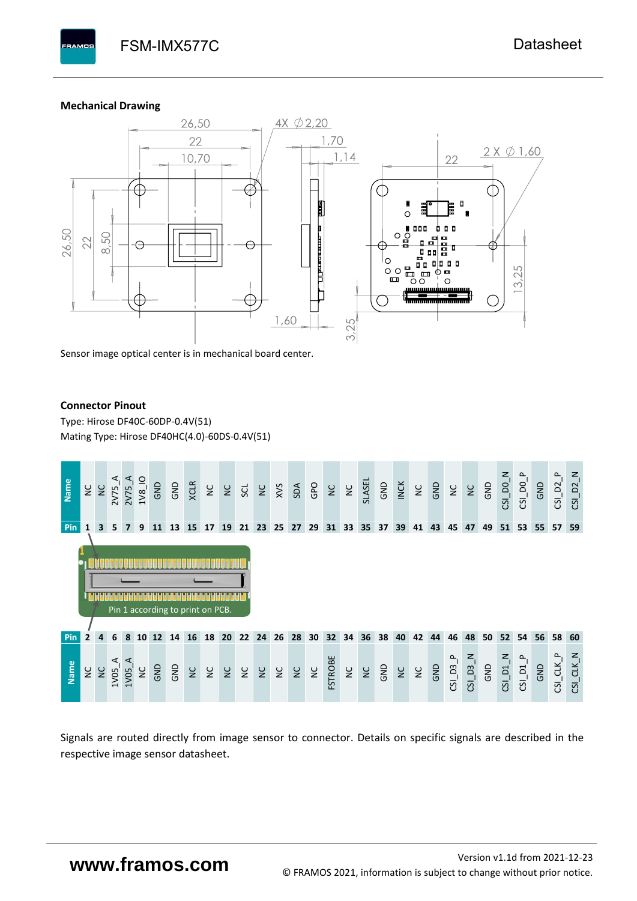## Mechanical Drawing

Sensor image optical center is in mechanical board center.

## Connector Pinout

Type: Hirose DF40C-60DP-0.4V(51)

Mating Type: Hirose DF40HC(4.0)-60DS-0.4V(51)

| Name | NC | NC | 2V75_A | 2V75_A | 1V8_IO | GND | GND | XCLR | NC | NC | SCL | NC | XVS | SDA | GPO | NC | NC | SLASEL | GND | INCK | NC | GND | NC | NC | GND | CSI_D0_N | CSI_D0_P | GND | CSI_D2_P | CSI_D2_N |
|---|---|---|---|---|---|---|---|---|---|---|---|---|---|---|---|---|---|---|---|---|---|---|---|---|---|---|---|---|---|---|
| Pin | 1 | 3 | 5 | 7 | 9 | 11 | 13 | 15 | 17 | 19 | 21 | 23 | 25 | 27 | 29 | 31 | 33 | 35 | 37 | 39 | 41 | 43 | 45 | 47 | 49 | 51 | 53 | 55 | 57 | 59 |

Pin 1 according to print on PCB.

| Pin | 2 | 4 | 6 | 8 | 10 | 12 | 14 | 16 | 18 | 20 | 22 | 24 | 26 | 28 | 30 | 32 | 34 | 36 | 38 | 40 | 42 | 44 | 46 | 48 | 50 | 52 | 54 | 56 | 58 | 60 |
|---|---|---|---|---|---|---|---|---|---|---|---|---|---|---|---|---|---|---|---|---|---|---|---|---|---|---|---|---|---|---|
| Name | NC | NC | 1V05_A | 1V05_A | NC | GND | GND | NC | NC | NC | NC | NC | NC | NC | NC | FSTROBE | NC | NC | GND | NC | NC | GND | CSI_D3_P | CSI_D3_N | GND | CSI_D1_N | CSI_D1_P | GND | CSI_CLK_P | CSI_CLK_N |

Signals are routed directly from image sensor to connector. Details on specific signals are described in the respective image sensor datasheet.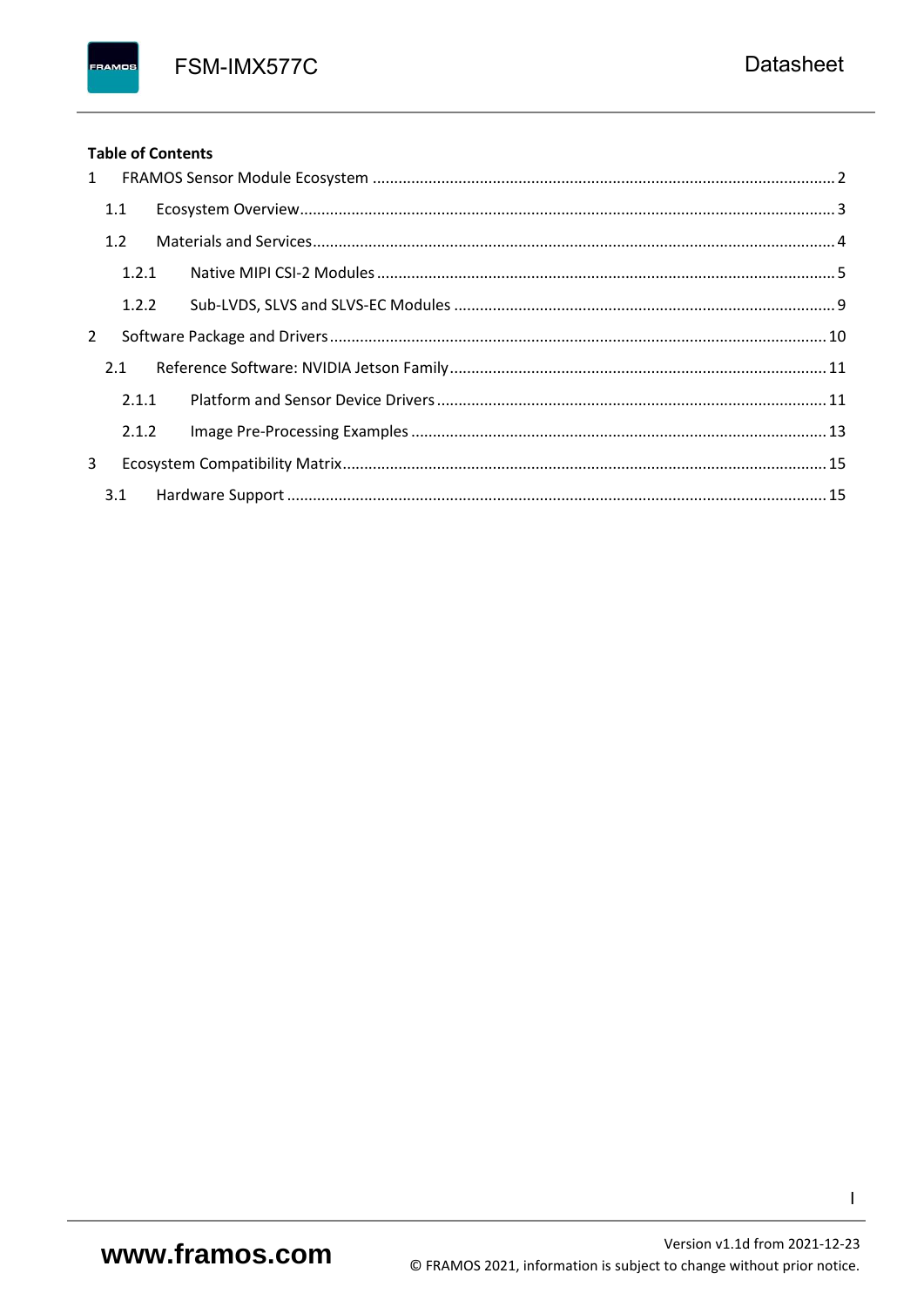**Table of Contents**

1 FRAMOS Sensor Module Ecosystem .......... 2

  1.1 Ecosystem Overview .......... 3

  1.2 Materials and Services .......... 4

    1.2.1 Native MIPI CSI-2 Modules .......... 5

    1.2.2 Sub-LVDS, SLVS and SLVS-EC Modules .......... 9

2 Software Package and Drivers .......... 10

  2.1 Reference Software: NVIDIA Jetson Family .......... 11

    2.1.1 Platform and Sensor Device Drivers .......... 11

    2.1.2 Image Pre-Processing Examples .......... 13

3 Ecosystem Compatibility Matrix .......... 15

  3.1 Hardware Support .......... 15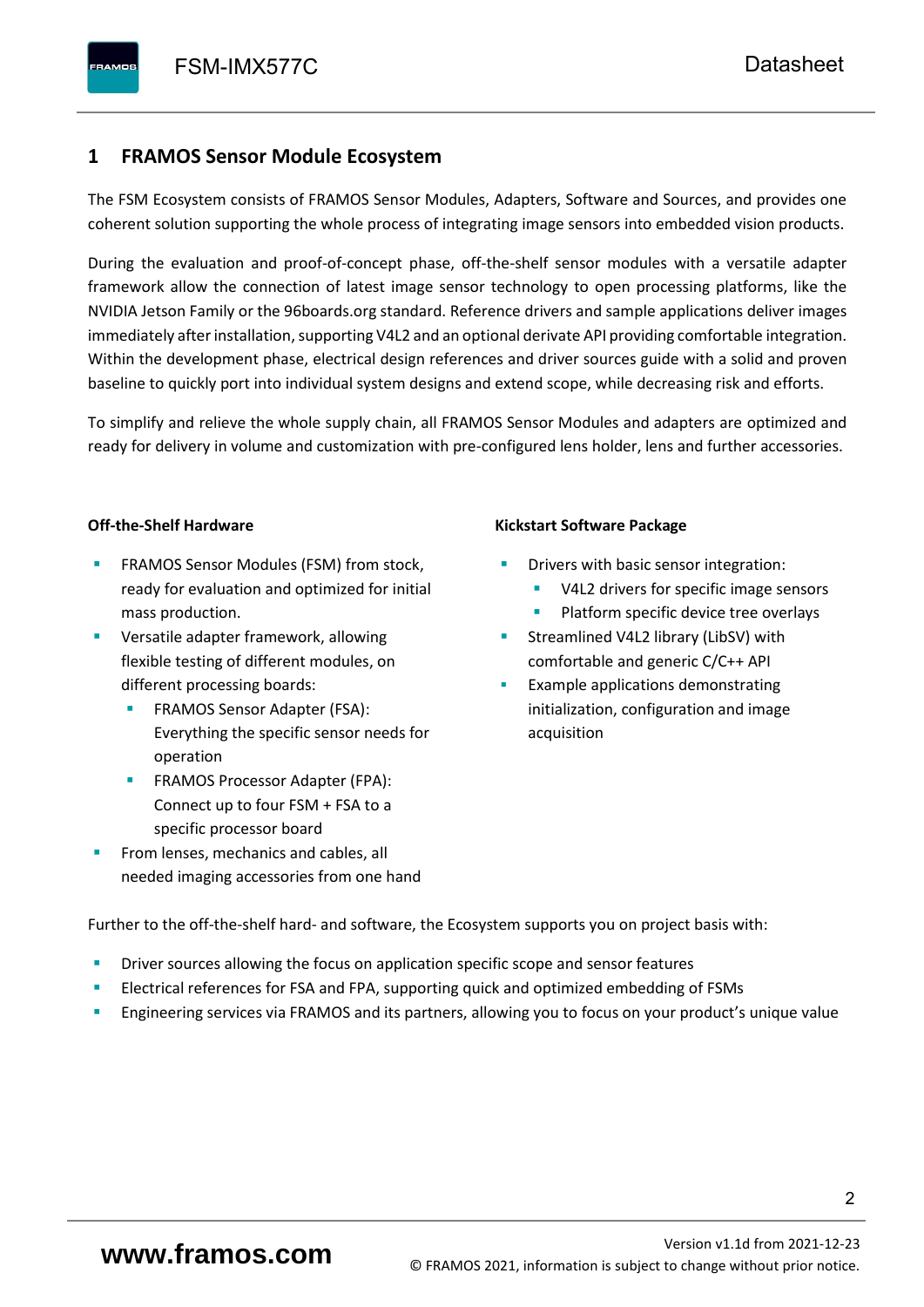# 1 FRAMOS Sensor Module Ecosystem

The FSM Ecosystem consists of FRAMOS Sensor Modules, Adapters, Software and Sources, and provides one coherent solution supporting the whole process of integrating image sensors into embedded vision products.

During the evaluation and proof-of-concept phase, off-the-shelf sensor modules with a versatile adapter framework allow the connection of latest image sensor technology to open processing platforms, like the NVIDIA Jetson Family or the 96boards.org standard. Reference drivers and sample applications deliver images immediately after installation, supporting V4L2 and an optional derivate API providing comfortable integration. Within the development phase, electrical design references and driver sources guide with a solid and proven baseline to quickly port into individual system designs and extend scope, while decreasing risk and efforts.

To simplify and relieve the whole supply chain, all FRAMOS Sensor Modules and adapters are optimized and ready for delivery in volume and customization with pre-configured lens holder, lens and further accessories.

**Off-the-Shelf Hardware**

- FRAMOS Sensor Modules (FSM) from stock, ready for evaluation and optimized for initial mass production.
- Versatile adapter framework, allowing flexible testing of different modules, on different processing boards:
  - FRAMOS Sensor Adapter (FSA): Everything the specific sensor needs for operation
  - FRAMOS Processor Adapter (FPA): Connect up to four FSM + FSA to a specific processor board
- From lenses, mechanics and cables, all needed imaging accessories from one hand

**Kickstart Software Package**

- Drivers with basic sensor integration:
  - V4L2 drivers for specific image sensors
  - Platform specific device tree overlays
- Streamlined V4L2 library (LibSV) with comfortable and generic C/C++ API
- Example applications demonstrating initialization, configuration and image acquisition

Further to the off-the-shelf hard- and software, the Ecosystem supports you on project basis with:

- Driver sources allowing the focus on application specific scope and sensor features
- Electrical references for FSA and FPA, supporting quick and optimized embedding of FSMs
- Engineering services via FRAMOS and its partners, allowing you to focus on your product's unique value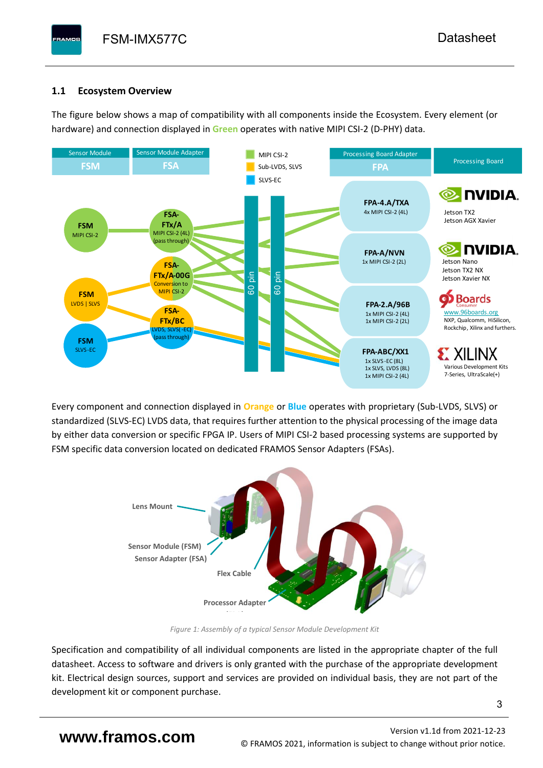## 1.1 Ecosystem Overview

The figure below shows a map of compatibility with all components inside the Ecosystem. Every element (or hardware) and connection displayed in **Green** operates with native MIPI CSI-2 (D-PHY) data.

Every component and connection displayed in **Orange** or **Blue** operates with proprietary (Sub-LVDS, SLVS) or standardized (SLVS-EC) LVDS data, that requires further attention to the physical processing of the image data by either data conversion or specific FPGA IP. Users of MIPI CSI-2 based processing systems are supported by FSM specific data conversion located on dedicated FRAMOS Sensor Adapters (FSAs).

*Figure 1: Assembly of a typical Sensor Module Development Kit*

Specification and compatibility of all individual components are listed in the appropriate chapter of the full datasheet. Access to software and drivers is only granted with the purchase of the appropriate development kit. Electrical design sources, support and services are provided on individual basis, they are not part of the development kit or component purchase.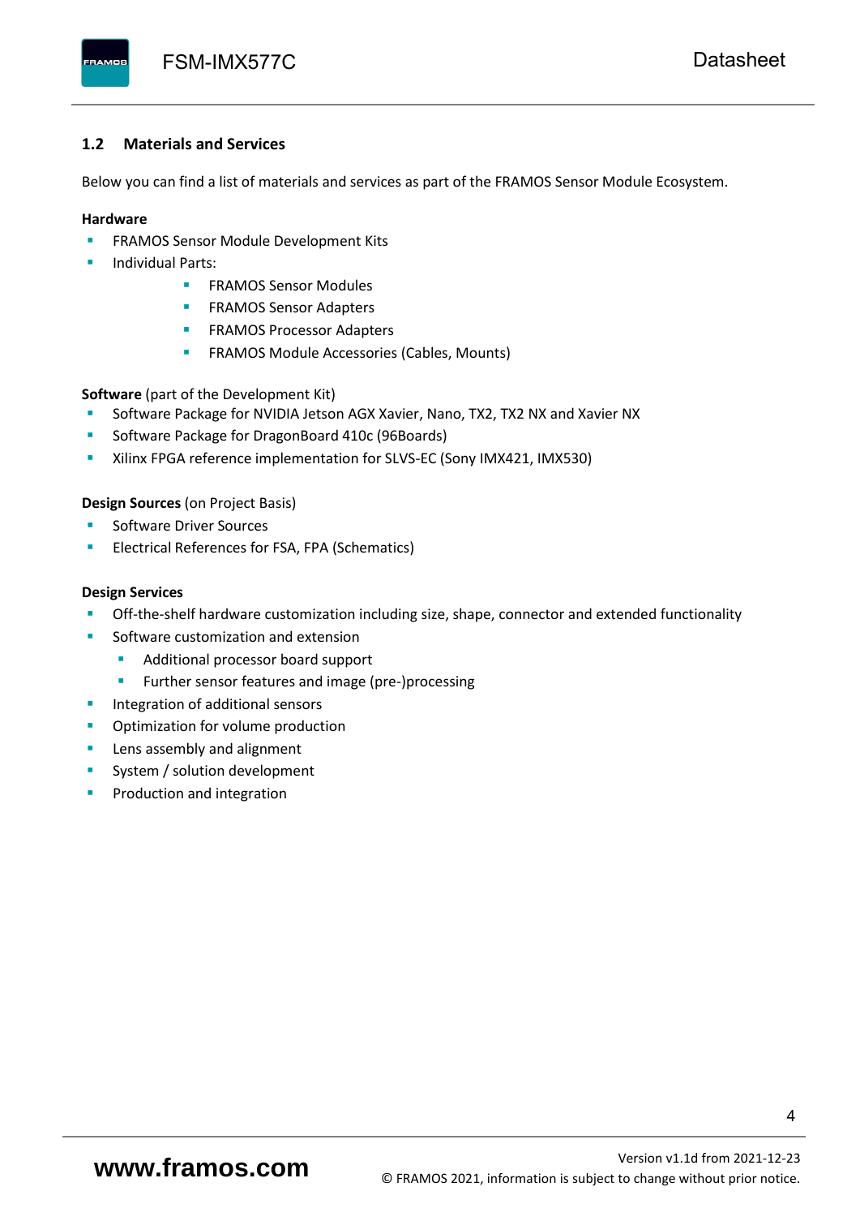## 1.2 Materials and Services

Below you can find a list of materials and services as part of the FRAMOS Sensor Module Ecosystem.

**Hardware**

- FRAMOS Sensor Module Development Kits
- Individual Parts:
    - FRAMOS Sensor Modules
    - FRAMOS Sensor Adapters
    - FRAMOS Processor Adapters
    - FRAMOS Module Accessories (Cables, Mounts)

**Software** (part of the Development Kit)

- Software Package for NVIDIA Jetson AGX Xavier, Nano, TX2, TX2 NX and Xavier NX
- Software Package for DragonBoard 410c (96Boards)
- Xilinx FPGA reference implementation for SLVS-EC (Sony IMX421, IMX530)

**Design Sources** (on Project Basis)

- Software Driver Sources
- Electrical References for FSA, FPA (Schematics)

**Design Services**

- Off-the-shelf hardware customization including size, shape, connector and extended functionality
- Software customization and extension
    - Additional processor board support
    - Further sensor features and image (pre-)processing
- Integration of additional sensors
- Optimization for volume production
- Lens assembly and alignment
- System / solution development
- Production and integration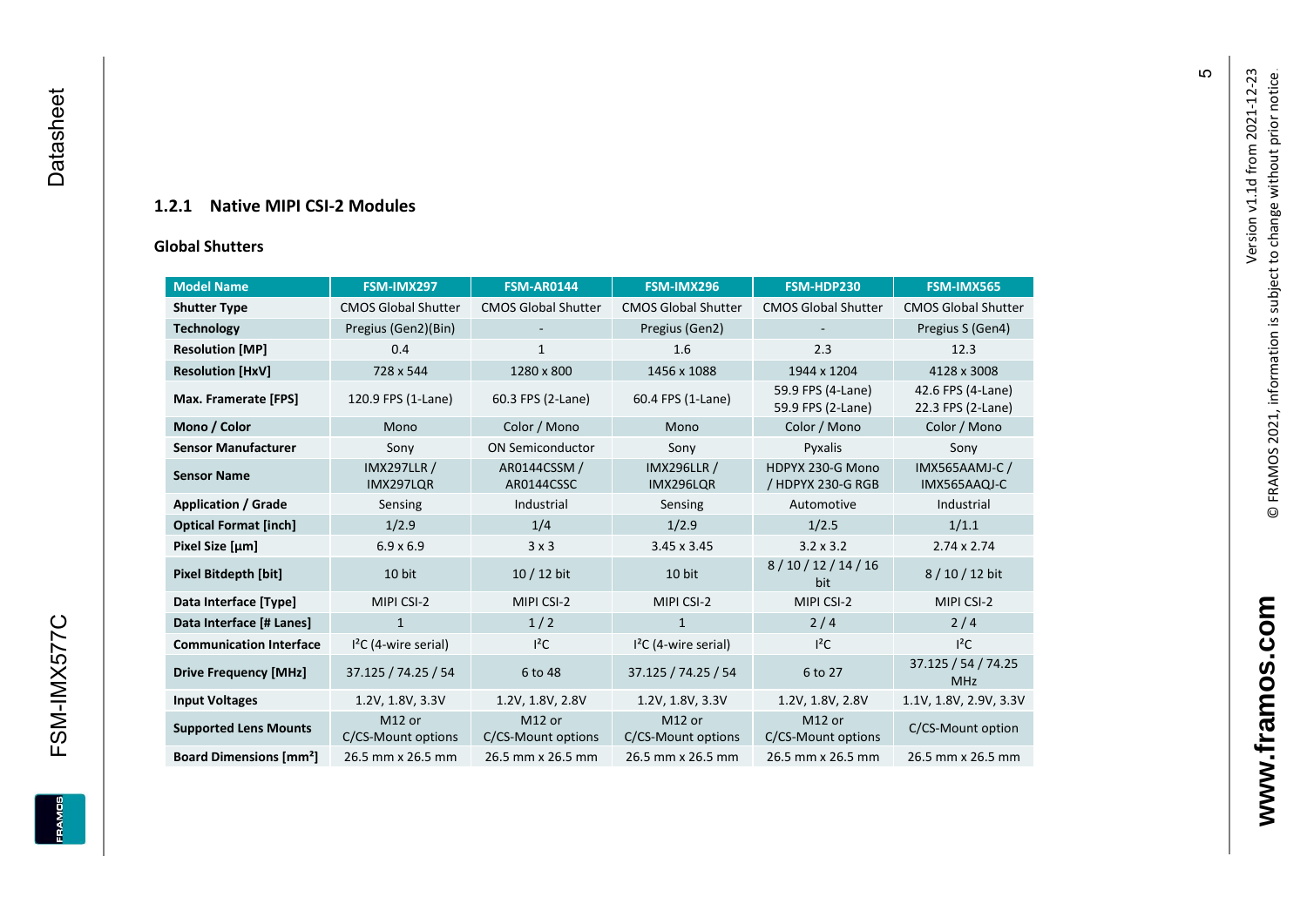### 1.2.1 Native MIPI CSI-2 Modules

**Global Shutters**

| Model Name | FSM-IMX297 | FSM-AR0144 | FSM-IMX296 | FSM-HDP230 | FSM-IMX565 |
|---|---|---|---|---|---|
| **Shutter Type** | CMOS Global Shutter | CMOS Global Shutter | CMOS Global Shutter | CMOS Global Shutter | CMOS Global Shutter |
| **Technology** | Pregius (Gen2)(Bin) | - | Pregius (Gen2) | - | Pregius S (Gen4) |
| **Resolution [MP]** | 0.4 | 1 | 1.6 | 2.3 | 12.3 |
| **Resolution [HxV]** | 728 x 544 | 1280 x 800 | 1456 x 1088 | 1944 x 1204 | 4128 x 3008 |
| **Max. Framerate [FPS]** | 120.9 FPS (1-Lane) | 60.3 FPS (2-Lane) | 60.4 FPS (1-Lane) | 59.9 FPS (4-Lane) 59.9 FPS (2-Lane) | 42.6 FPS (4-Lane) 22.3 FPS (2-Lane) |
| **Mono / Color** | Mono | Color / Mono | Mono | Color / Mono | Color / Mono |
| **Sensor Manufacturer** | Sony | ON Semiconductor | Sony | Pyxalis | Sony |
| **Sensor Name** | IMX297LLR / IMX297LQR | AR0144CSSM / AR0144CSSC | IMX296LLR / IMX296LQR | HDPYX 230-G Mono / HDPYX 230-G RGB | IMX565AAMJ-C / IMX565AAQJ-C |
| **Application / Grade** | Sensing | Industrial | Sensing | Automotive | Industrial |
| **Optical Format [inch]** | 1/2.9 | 1/4 | 1/2.9 | 1/2.5 | 1/1.1 |
| **Pixel Size [µm]** | 6.9 x 6.9 | 3 x 3 | 3.45 x 3.45 | 3.2 x 3.2 | 2.74 x 2.74 |
| **Pixel Bitdepth [bit]** | 10 bit | 10 / 12 bit | 10 bit | 8 / 10 / 12 / 14 / 16 bit | 8 / 10 / 12 bit |
| **Data Interface [Type]** | MIPI CSI-2 | MIPI CSI-2 | MIPI CSI-2 | MIPI CSI-2 | MIPI CSI-2 |
| **Data Interface [# Lanes]** | 1 | 1 / 2 | 1 | 2 / 4 | 2 / 4 |
| **Communication Interface** | I²C (4-wire serial) | I²C | I²C (4-wire serial) | I²C | I²C |
| **Drive Frequency [MHz]** | 37.125 / 74.25 / 54 | 6 to 48 | 37.125 / 74.25 / 54 | 6 to 27 | 37.125 / 54 / 74.25 MHz |
| **Input Voltages** | 1.2V, 1.8V, 3.3V | 1.2V, 1.8V, 2.8V | 1.2V, 1.8V, 3.3V | 1.2V, 1.8V, 2.8V | 1.1V, 1.8V, 2.9V, 3.3V |
| **Supported Lens Mounts** | M12 or C/CS-Mount options | M12 or C/CS-Mount options | M12 or C/CS-Mount options | M12 or C/CS-Mount options | C/CS-Mount option |
| **Board Dimensions [mm²]** | 26.5 mm x 26.5 mm | 26.5 mm x 26.5 mm | 26.5 mm x 26.5 mm | 26.5 mm x 26.5 mm | 26.5 mm x 26.5 mm |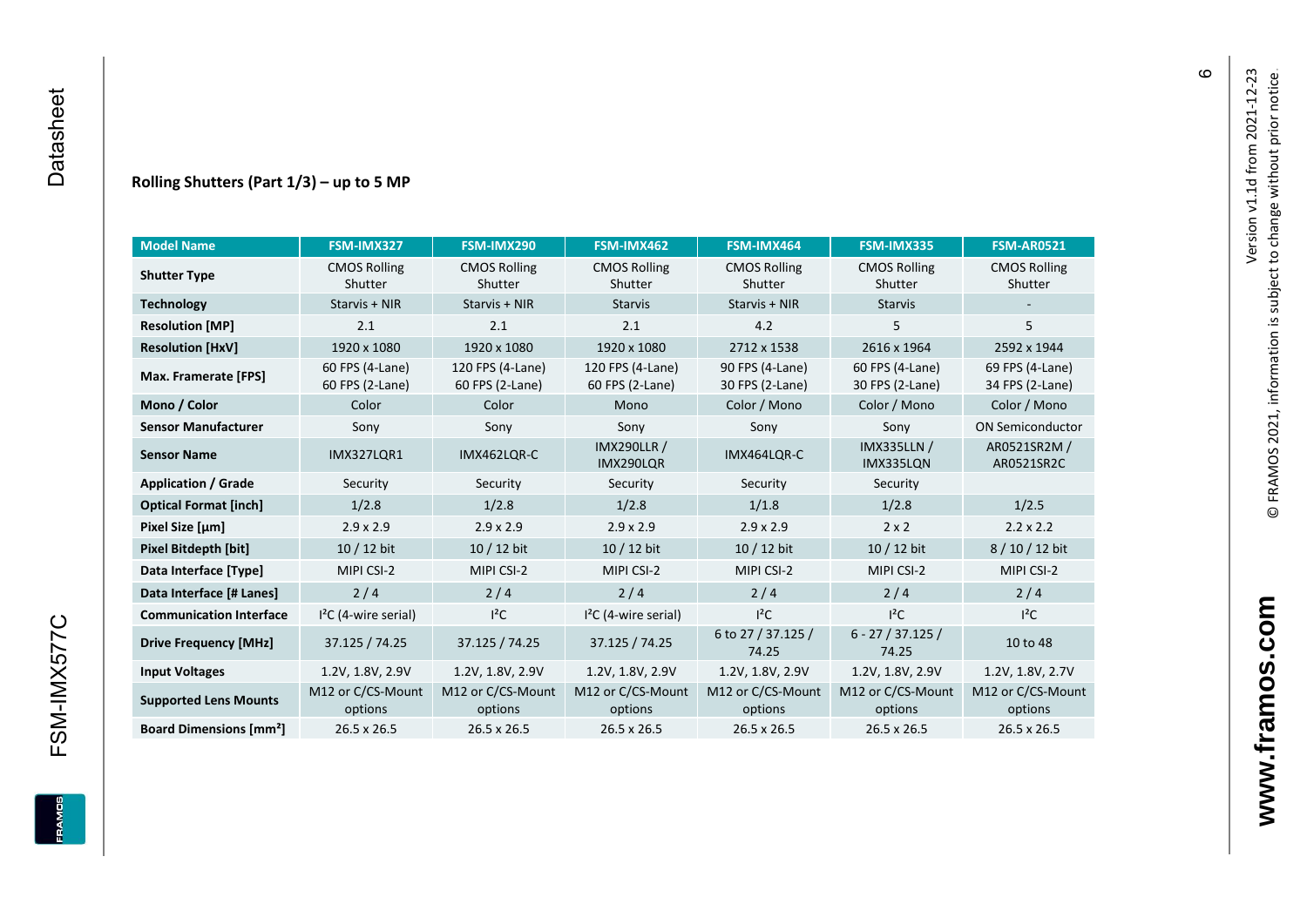## Rolling Shutters (Part 1/3) – up to 5 MP

| Model Name | FSM-IMX327 | FSM-IMX290 | FSM-IMX462 | FSM-IMX464 | FSM-IMX335 | FSM-AR0521 |
|---|---|---|---|---|---|---|
| **Shutter Type** | CMOS Rolling Shutter | CMOS Rolling Shutter | CMOS Rolling Shutter | CMOS Rolling Shutter | CMOS Rolling Shutter | CMOS Rolling Shutter |
| **Technology** | Starvis + NIR | Starvis + NIR | Starvis | Starvis + NIR | Starvis | - |
| **Resolution [MP]** | 2.1 | 2.1 | 2.1 | 4.2 | 5 | 5 |
| **Resolution [HxV]** | 1920 x 1080 | 1920 x 1080 | 1920 x 1080 | 2712 x 1538 | 2616 x 1964 | 2592 x 1944 |
| **Max. Framerate [FPS]** | 60 FPS (4-Lane) 60 FPS (2-Lane) | 120 FPS (4-Lane) 60 FPS (2-Lane) | 120 FPS (4-Lane) 60 FPS (2-Lane) | 90 FPS (4-Lane) 30 FPS (2-Lane) | 60 FPS (4-Lane) 30 FPS (2-Lane) | 69 FPS (4-Lane) 34 FPS (2-Lane) |
| **Mono / Color** | Color | Color | Mono | Color / Mono | Color / Mono | Color / Mono |
| **Sensor Manufacturer** | Sony | Sony | Sony | Sony | Sony | ON Semiconductor |
| **Sensor Name** | IMX327LQR1 | IMX462LQR-C | IMX290LLR / IMX290LQR | IMX464LQR-C | IMX335LLN / IMX335LQN | AR0521SR2M / AR0521SR2C |
| **Application / Grade** | Security | Security | Security | Security | Security | |
| **Optical Format [inch]** | 1/2.8 | 1/2.8 | 1/2.8 | 1/1.8 | 1/2.8 | 1/2.5 |
| **Pixel Size [µm]** | 2.9 x 2.9 | 2.9 x 2.9 | 2.9 x 2.9 | 2.9 x 2.9 | 2 x 2 | 2.2 x 2.2 |
| **Pixel Bitdepth [bit]** | 10 / 12 bit | 10 / 12 bit | 10 / 12 bit | 10 / 12 bit | 10 / 12 bit | 8 / 10 / 12 bit |
| **Data Interface [Type]** | MIPI CSI-2 | MIPI CSI-2 | MIPI CSI-2 | MIPI CSI-2 | MIPI CSI-2 | MIPI CSI-2 |
| **Data Interface [# Lanes]** | 2 / 4 | 2 / 4 | 2 / 4 | 2 / 4 | 2 / 4 | 2 / 4 |
| **Communication Interface** | I²C (4-wire serial) | I²C | I²C (4-wire serial) | I²C | I²C | I²C |
| **Drive Frequency [MHz]** | 37.125 / 74.25 | 37.125 / 74.25 | 37.125 / 74.25 | 6 to 27 / 37.125 / 74.25 | 6 - 27 / 37.125 / 74.25 | 10 to 48 |
| **Input Voltages** | 1.2V, 1.8V, 2.9V | 1.2V, 1.8V, 2.9V | 1.2V, 1.8V, 2.9V | 1.2V, 1.8V, 2.9V | 1.2V, 1.8V, 2.9V | 1.2V, 1.8V, 2.7V |
| **Supported Lens Mounts** | M12 or C/CS-Mount options | M12 or C/CS-Mount options | M12 or C/CS-Mount options | M12 or C/CS-Mount options | M12 or C/CS-Mount options | M12 or C/CS-Mount options |
| **Board Dimensions [mm²]** | 26.5 x 26.5 | 26.5 x 26.5 | 26.5 x 26.5 | 26.5 x 26.5 | 26.5 x 26.5 | 26.5 x 26.5 |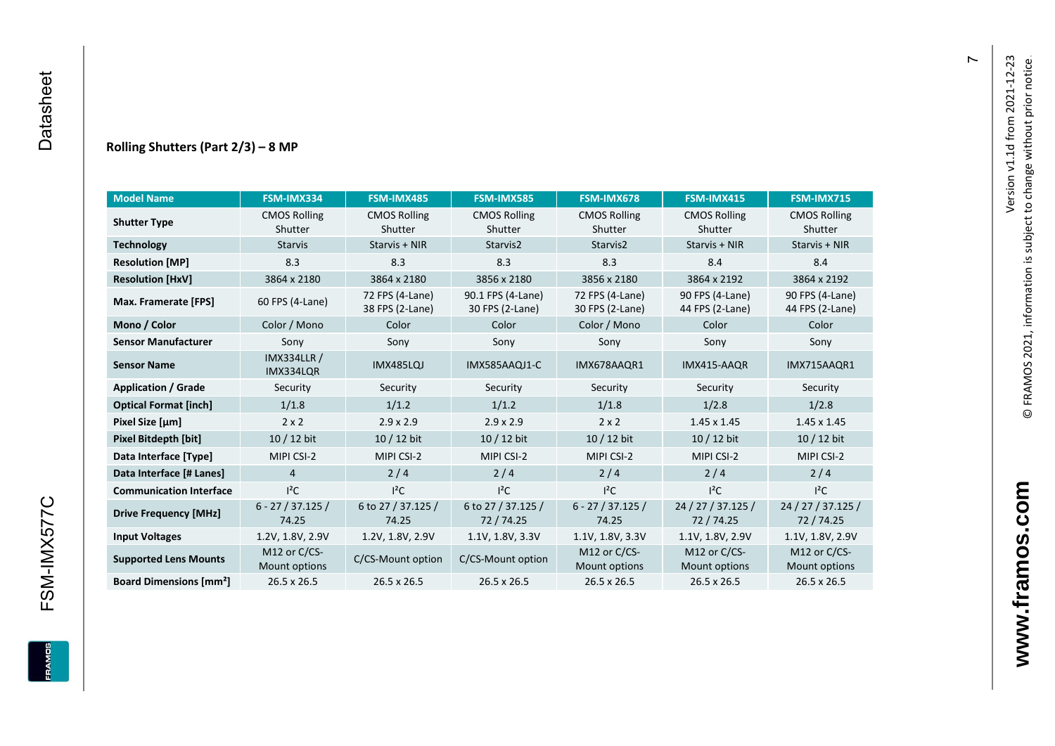**Rolling Shutters (Part 2/3) – 8 MP**

| Model Name | FSM-IMX334 | FSM-IMX485 | FSM-IMX585 | FSM-IMX678 | FSM-IMX415 | FSM-IMX715 |
|---|---|---|---|---|---|---|
| **Shutter Type** | CMOS Rolling Shutter | CMOS Rolling Shutter | CMOS Rolling Shutter | CMOS Rolling Shutter | CMOS Rolling Shutter | CMOS Rolling Shutter |
| **Technology** | Starvis | Starvis + NIR | Starvis2 | Starvis2 | Starvis + NIR | Starvis + NIR |
| **Resolution [MP]** | 8.3 | 8.3 | 8.3 | 8.3 | 8.4 | 8.4 |
| **Resolution [HxV]** | 3864 x 2180 | 3864 x 2180 | 3856 x 2180 | 3856 x 2180 | 3864 x 2192 | 3864 x 2192 |
| **Max. Framerate [FPS]** | 60 FPS (4-Lane) | 72 FPS (4-Lane) 38 FPS (2-Lane) | 90.1 FPS (4-Lane) 30 FPS (2-Lane) | 72 FPS (4-Lane) 30 FPS (2-Lane) | 90 FPS (4-Lane) 44 FPS (2-Lane) | 90 FPS (4-Lane) 44 FPS (2-Lane) |
| **Mono / Color** | Color / Mono | Color | Color | Color / Mono | Color | Color |
| **Sensor Manufacturer** | Sony | Sony | Sony | Sony | Sony | Sony |
| **Sensor Name** | IMX334LLR / IMX334LQR | IMX485LQJ | IMX585AAQJ1-C | IMX678AAQR1 | IMX415-AAQR | IMX715AAQR1 |
| **Application / Grade** | Security | Security | Security | Security | Security | Security |
| **Optical Format [inch]** | 1/1.8 | 1/1.2 | 1/1.2 | 1/1.8 | 1/2.8 | 1/2.8 |
| **Pixel Size [µm]** | 2 x 2 | 2.9 x 2.9 | 2.9 x 2.9 | 2 x 2 | 1.45 x 1.45 | 1.45 x 1.45 |
| **Pixel Bitdepth [bit]** | 10 / 12 bit | 10 / 12 bit | 10 / 12 bit | 10 / 12 bit | 10 / 12 bit | 10 / 12 bit |
| **Data Interface [Type]** | MIPI CSI-2 | MIPI CSI-2 | MIPI CSI-2 | MIPI CSI-2 | MIPI CSI-2 | MIPI CSI-2 |
| **Data Interface [# Lanes]** | 4 | 2 / 4 | 2 / 4 | 2 / 4 | 2 / 4 | 2 / 4 |
| **Communication Interface** | I²C | I²C | I²C | I²C | I²C | I²C |
| **Drive Frequency [MHz]** | 6 - 27 / 37.125 / 74.25 | 6 to 27 / 37.125 / 74.25 | 6 to 27 / 37.125 / 72 / 74.25 | 6 - 27 / 37.125 / 74.25 | 24 / 27 / 37.125 / 72 / 74.25 | 24 / 27 / 37.125 / 72 / 74.25 |
| **Input Voltages** | 1.2V, 1.8V, 2.9V | 1.2V, 1.8V, 2.9V | 1.1V, 1.8V, 3.3V | 1.1V, 1.8V, 3.3V | 1.1V, 1.8V, 2.9V | 1.1V, 1.8V, 2.9V |
| **Supported Lens Mounts** | M12 or C/CS-Mount options | C/CS-Mount option | C/CS-Mount option | M12 or C/CS-Mount options | M12 or C/CS-Mount options | M12 or C/CS-Mount options |
| **Board Dimensions [mm²]** | 26.5 x 26.5 | 26.5 x 26.5 | 26.5 x 26.5 | 26.5 x 26.5 | 26.5 x 26.5 | 26.5 x 26.5 |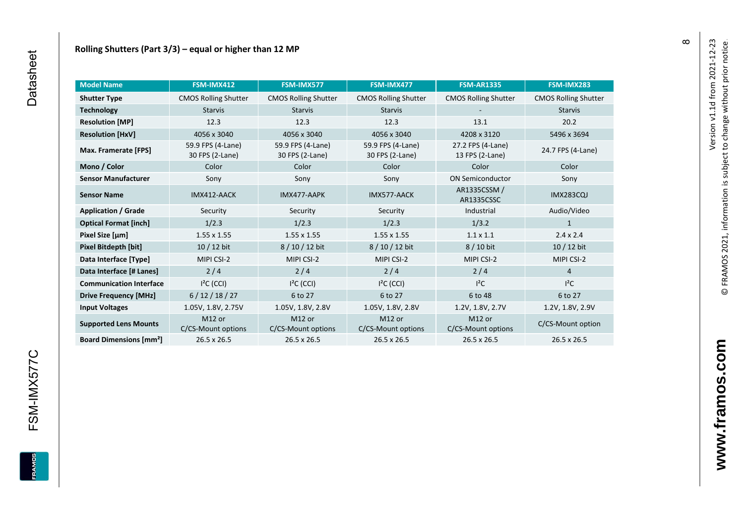## Rolling Shutters (Part 3/3) – equal or higher than 12 MP

| Model Name | FSM-IMX412 | FSM-IMX577 | FSM-IMX477 | FSM-AR1335 | FSM-IMX283 |
|---|---|---|---|---|---|
| **Shutter Type** | CMOS Rolling Shutter | CMOS Rolling Shutter | CMOS Rolling Shutter | CMOS Rolling Shutter | CMOS Rolling Shutter |
| **Technology** | Starvis | Starvis | Starvis | - | Starvis |
| **Resolution [MP]** | 12.3 | 12.3 | 12.3 | 13.1 | 20.2 |
| **Resolution [HxV]** | 4056 x 3040 | 4056 x 3040 | 4056 x 3040 | 4208 x 3120 | 5496 x 3694 |
| **Max. Framerate [FPS]** | 59.9 FPS (4-Lane) 30 FPS (2-Lane) | 59.9 FPS (4-Lane) 30 FPS (2-Lane) | 59.9 FPS (4-Lane) 30 FPS (2-Lane) | 27.2 FPS (4-Lane) 13 FPS (2-Lane) | 24.7 FPS (4-Lane) |
| **Mono / Color** | Color | Color | Color | Color | Color |
| **Sensor Manufacturer** | Sony | Sony | Sony | ON Semiconductor | Sony |
| **Sensor Name** | IMX412-AACK | IMX477-AAPK | IMX577-AACK | AR1335CSSM / AR1335CSSC | IMX283CQJ |
| **Application / Grade** | Security | Security | Security | Industrial | Audio/Video |
| **Optical Format [inch]** | 1/2.3 | 1/2.3 | 1/2.3 | 1/3.2 | 1 |
| **Pixel Size [µm]** | 1.55 x 1.55 | 1.55 x 1.55 | 1.55 x 1.55 | 1.1 x 1.1 | 2.4 x 2.4 |
| **Pixel Bitdepth [bit]** | 10 / 12 bit | 8 / 10 / 12 bit | 8 / 10 / 12 bit | 8 / 10 bit | 10 / 12 bit |
| **Data Interface [Type]** | MIPI CSI-2 | MIPI CSI-2 | MIPI CSI-2 | MIPI CSI-2 | MIPI CSI-2 |
| **Data Interface [# Lanes]** | 2 / 4 | 2 / 4 | 2 / 4 | 2 / 4 | 4 |
| **Communication Interface** | I²C (CCI) | I²C (CCI) | I²C (CCI) | I²C | I²C |
| **Drive Frequency [MHz]** | 6 / 12 / 18 / 27 | 6 to 27 | 6 to 27 | 6 to 48 | 6 to 27 |
| **Input Voltages** | 1.05V, 1.8V, 2.75V | 1.05V, 1.8V, 2.8V | 1.05V, 1.8V, 2.8V | 1.2V, 1.8V, 2.7V | 1.2V, 1.8V, 2.9V |
| **Supported Lens Mounts** | M12 or C/CS-Mount options | M12 or C/CS-Mount options | M12 or C/CS-Mount options | M12 or C/CS-Mount options | C/CS-Mount option |
| **Board Dimensions [mm²]** | 26.5 x 26.5 | 26.5 x 26.5 | 26.5 x 26.5 | 26.5 x 26.5 | 26.5 x 26.5 |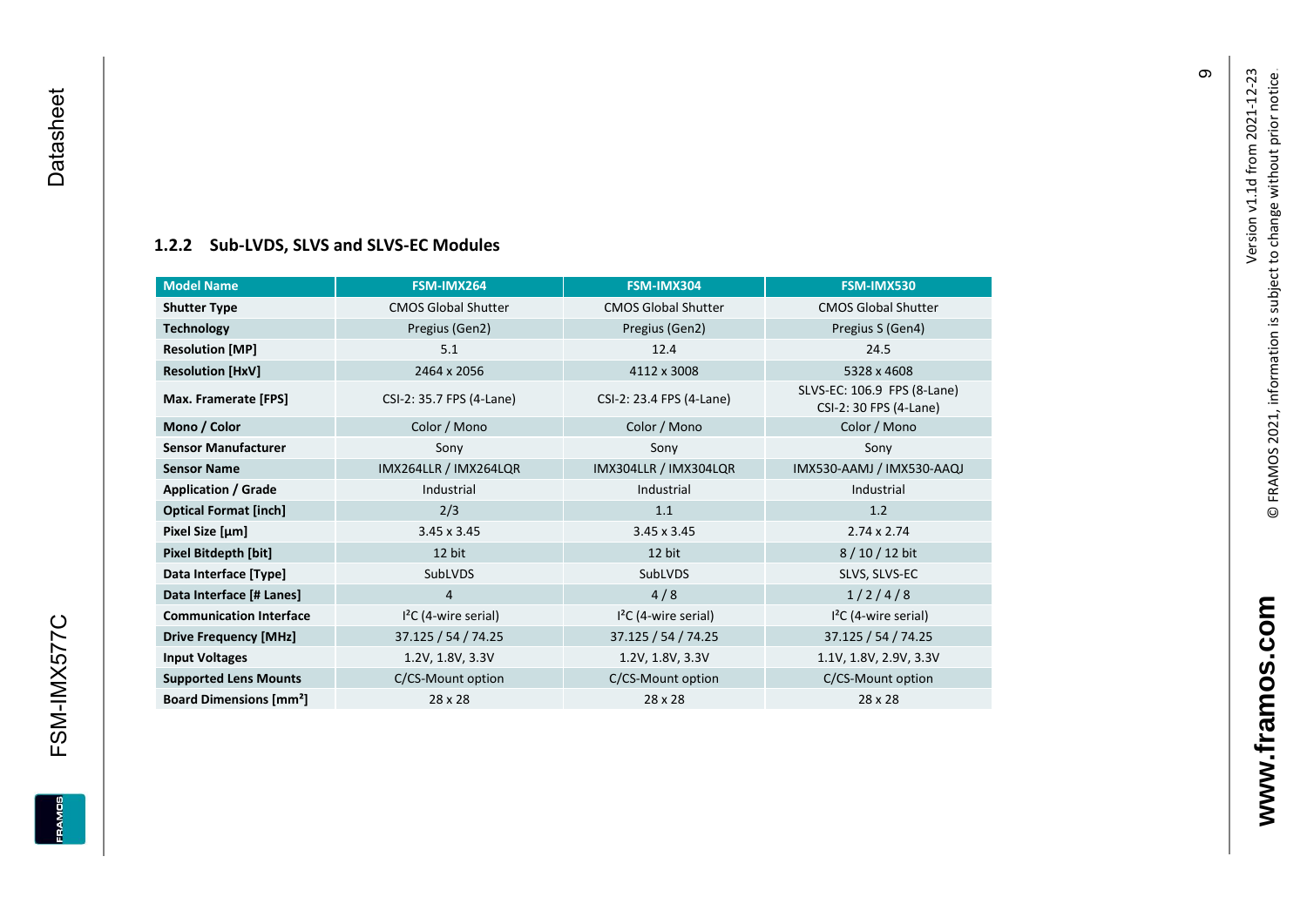### 1.2.2 Sub-LVDS, SLVS and SLVS-EC Modules

| Model Name | FSM-IMX264 | FSM-IMX304 | FSM-IMX530 |
|---|---|---|---|
| **Shutter Type** | CMOS Global Shutter | CMOS Global Shutter | CMOS Global Shutter |
| **Technology** | Pregius (Gen2) | Pregius (Gen2) | Pregius S (Gen4) |
| **Resolution [MP]** | 5.1 | 12.4 | 24.5 |
| **Resolution [HxV]** | 2464 x 2056 | 4112 x 3008 | 5328 x 4608 |
| **Max. Framerate [FPS]** | CSI-2: 35.7 FPS (4-Lane) | CSI-2: 23.4 FPS (4-Lane) | SLVS-EC: 106.9 FPS (8-Lane) CSI-2: 30 FPS (4-Lane) |
| **Mono / Color** | Color / Mono | Color / Mono | Color / Mono |
| **Sensor Manufacturer** | Sony | Sony | Sony |
| **Sensor Name** | IMX264LLR / IMX264LQR | IMX304LLR / IMX304LQR | IMX530-AAMJ / IMX530-AAQJ |
| **Application / Grade** | Industrial | Industrial | Industrial |
| **Optical Format [inch]** | 2/3 | 1.1 | 1.2 |
| **Pixel Size [µm]** | 3.45 x 3.45 | 3.45 x 3.45 | 2.74 x 2.74 |
| **Pixel Bitdepth [bit]** | 12 bit | 12 bit | 8 / 10 / 12 bit |
| **Data Interface [Type]** | SubLVDS | SubLVDS | SLVS, SLVS-EC |
| **Data Interface [# Lanes]** | 4 | 4 / 8 | 1 / 2 / 4 / 8 |
| **Communication Interface** | I²C (4-wire serial) | I²C (4-wire serial) | I²C (4-wire serial) |
| **Drive Frequency [MHz]** | 37.125 / 54 / 74.25 | 37.125 / 54 / 74.25 | 37.125 / 54 / 74.25 |
| **Input Voltages** | 1.2V, 1.8V, 3.3V | 1.2V, 1.8V, 3.3V | 1.1V, 1.8V, 2.9V, 3.3V |
| **Supported Lens Mounts** | C/CS-Mount option | C/CS-Mount option | C/CS-Mount option |
| **Board Dimensions [mm²]** | 28 x 28 | 28 x 28 | 28 x 28 |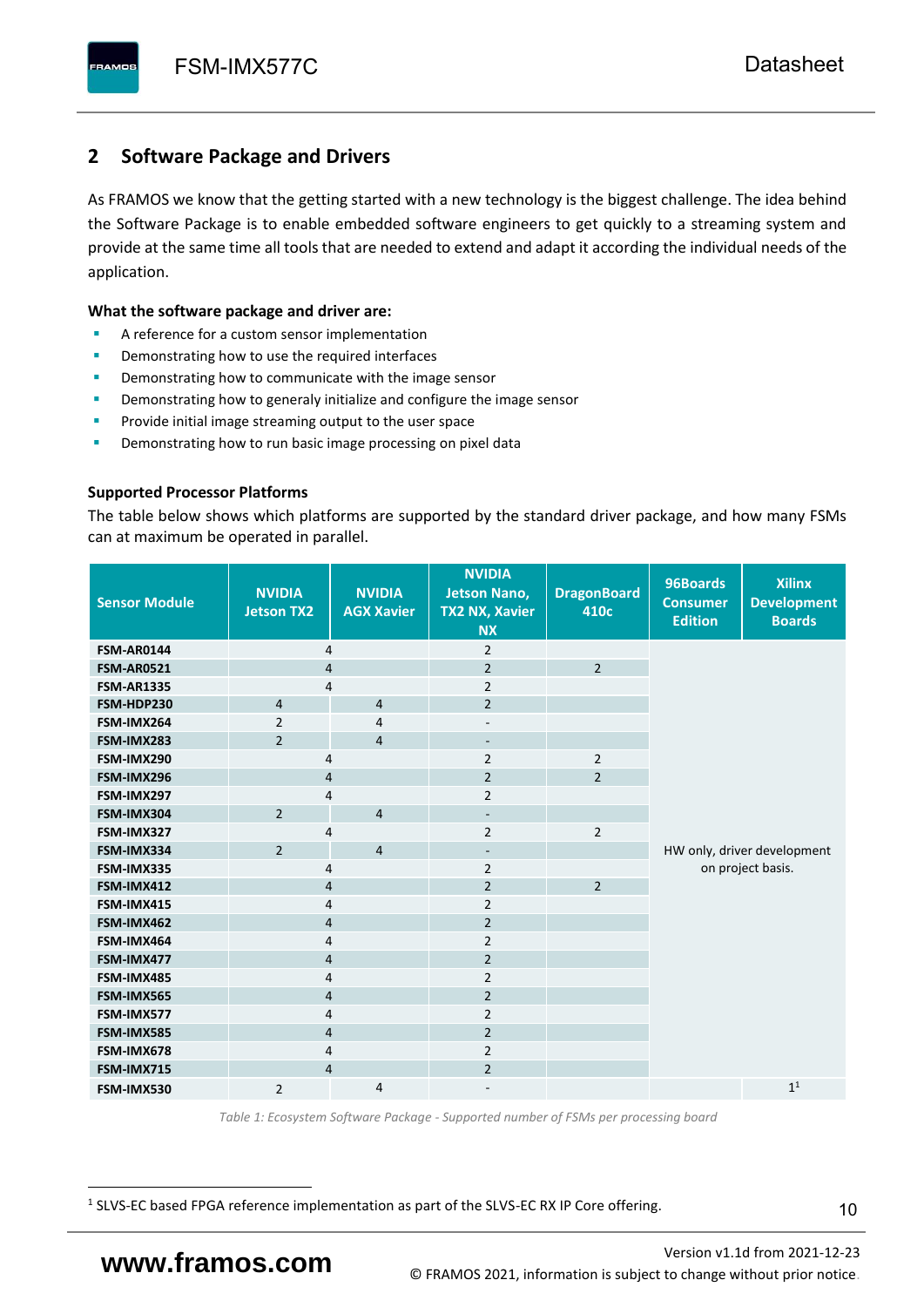## 2 Software Package and Drivers

As FRAMOS we know that the getting started with a new technology is the biggest challenge. The idea behind the Software Package is to enable embedded software engineers to get quickly to a streaming system and provide at the same time all tools that are needed to extend and adapt it according the individual needs of the application.

**What the software package and driver are:**

- A reference for a custom sensor implementation
- Demonstrating how to use the required interfaces
- Demonstrating how to communicate with the image sensor
- Demonstrating how to generaly initialize and configure the image sensor
- Provide initial image streaming output to the user space
- Demonstrating how to run basic image processing on pixel data

**Supported Processor Platforms**

The table below shows which platforms are supported by the standard driver package, and how many FSMs can at maximum be operated in parallel.

| Sensor Module | NVIDIA Jetson TX2 | NVIDIA AGX Xavier | NVIDIA Jetson Nano, TX2 NX, Xavier NX | DragonBoard 410c | 96Boards Consumer Edition | Xilinx Development Boards |
|---|---|---|---|---|---|---|
| FSM-AR0144 | 4 | | 2 | | HW only, driver development on project basis. | |
| FSM-AR0521 | 4 | | 2 | 2 | | |
| FSM-AR1335 | 4 | | 2 | | | |
| FSM-HDP230 | 4 | 4 | 2 | | | |
| FSM-IMX264 | 2 | 4 | - | | | |
| FSM-IMX283 | 2 | 4 | - | | | |
| FSM-IMX290 | 4 | | 2 | 2 | | |
| FSM-IMX296 | 4 | | 2 | 2 | | |
| FSM-IMX297 | 4 | | 2 | | | |
| FSM-IMX304 | 2 | 4 | - | | | |
| FSM-IMX327 | 4 | | 2 | 2 | | |
| FSM-IMX334 | 2 | 4 | - | | | |
| FSM-IMX335 | 4 | | 2 | | | |
| FSM-IMX412 | 4 | | 2 | 2 | | |
| FSM-IMX415 | 4 | | 2 | | | |
| FSM-IMX462 | 4 | | 2 | | | |
| FSM-IMX464 | 4 | | 2 | | | |
| FSM-IMX477 | 4 | | 2 | | | |
| FSM-IMX485 | 4 | | 2 | | | |
| FSM-IMX565 | 4 | | 2 | | | |
| FSM-IMX577 | 4 | | 2 | | | |
| FSM-IMX585 | 4 | | 2 | | | |
| FSM-IMX678 | 4 | | 2 | | | |
| FSM-IMX715 | 4 | | 2 | | | |
| FSM-IMX530 | 2 | 4 | - | | | 1[1] |

*Table 1: Ecosystem Software Package - Supported number of FSMs per processing board*

[1] SLVS-EC based FPGA reference implementation as part of the SLVS-EC RX IP Core offering.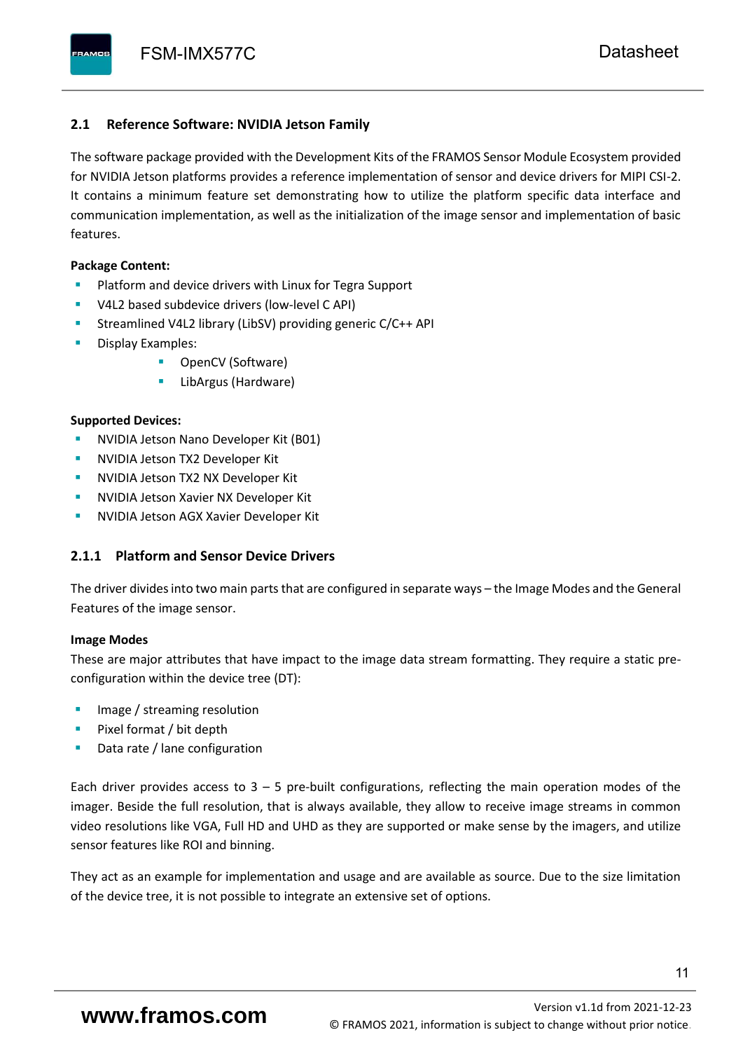## 2.1 Reference Software: NVIDIA Jetson Family

The software package provided with the Development Kits of the FRAMOS Sensor Module Ecosystem provided for NVIDIA Jetson platforms provides a reference implementation of sensor and device drivers for MIPI CSI-2. It contains a minimum feature set demonstrating how to utilize the platform specific data interface and communication implementation, as well as the initialization of the image sensor and implementation of basic features.

**Package Content:**

- Platform and device drivers with Linux for Tegra Support
- V4L2 based subdevice drivers (low-level C API)
- Streamlined V4L2 library (LibSV) providing generic C/C++ API
- Display Examples:
  - OpenCV (Software)
  - LibArgus (Hardware)

**Supported Devices:**

- NVIDIA Jetson Nano Developer Kit (B01)
- NVIDIA Jetson TX2 Developer Kit
- NVIDIA Jetson TX2 NX Developer Kit
- NVIDIA Jetson Xavier NX Developer Kit
- NVIDIA Jetson AGX Xavier Developer Kit

### 2.1.1 Platform and Sensor Device Drivers

The driver divides into two main parts that are configured in separate ways – the Image Modes and the General Features of the image sensor.

**Image Modes**

These are major attributes that have impact to the image data stream formatting. They require a static pre-configuration within the device tree (DT):

- Image / streaming resolution
- Pixel format / bit depth
- Data rate / lane configuration

Each driver provides access to 3 – 5 pre-built configurations, reflecting the main operation modes of the imager. Beside the full resolution, that is always available, they allow to receive image streams in common video resolutions like VGA, Full HD and UHD as they are supported or make sense by the imagers, and utilize sensor features like ROI and binning.

They act as an example for implementation and usage and are available as source. Due to the size limitation of the device tree, it is not possible to integrate an extensive set of options.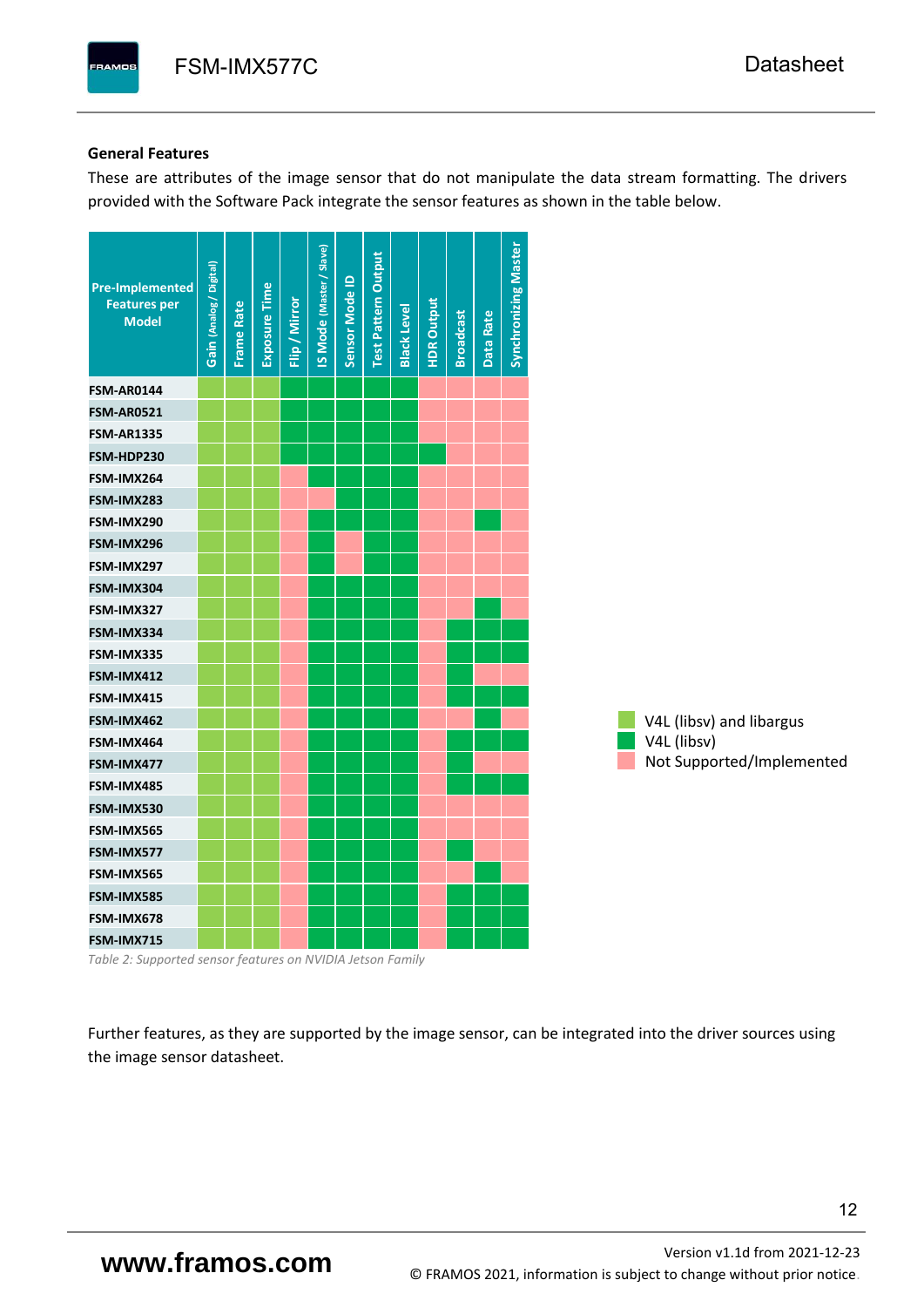### General Features

These are attributes of the image sensor that do not manipulate the data stream formatting. The drivers provided with the Software Pack integrate the sensor features as shown in the table below.

| Pre-Implemented Features per Model | Gain (Analog / Digital) | Frame Rate | Exposure Time | Flip / Mirror | IS Mode (Master / Slave) | Sensor Mode ID | Test Pattern Output | Black Level | HDR Output | Broadcast | Data Rate | Synchronizing Master |
|---|---|---|---|---|---|---|---|---|---|---|---|---|
| FSM-AR0144 | V4L (libsv) and libargus | V4L (libsv) and libargus | V4L (libsv) and libargus | V4L (libsv) | V4L (libsv) | V4L (libsv) | V4L (libsv) | V4L (libsv) | Not Supported/Implemented | Not Supported/Implemented | Not Supported/Implemented | Not Supported/Implemented |
| FSM-AR0521 | V4L (libsv) and libargus | V4L (libsv) and libargus | V4L (libsv) and libargus | V4L (libsv) | V4L (libsv) | V4L (libsv) | V4L (libsv) | V4L (libsv) | Not Supported/Implemented | Not Supported/Implemented | Not Supported/Implemented | Not Supported/Implemented |
| FSM-AR1335 | V4L (libsv) and libargus | V4L (libsv) and libargus | V4L (libsv) and libargus | V4L (libsv) | V4L (libsv) | V4L (libsv) | V4L (libsv) | V4L (libsv) | Not Supported/Implemented | Not Supported/Implemented | Not Supported/Implemented | Not Supported/Implemented |
| FSM-HDP230 | V4L (libsv) and libargus | V4L (libsv) and libargus | V4L (libsv) and libargus | V4L (libsv) | V4L (libsv) | V4L (libsv) | V4L (libsv) | V4L (libsv) | V4L (libsv) | Not Supported/Implemented | Not Supported/Implemented | Not Supported/Implemented |
| FSM-IMX264 | V4L (libsv) and libargus | V4L (libsv) and libargus | V4L (libsv) and libargus | Not Supported/Implemented | V4L (libsv) | V4L (libsv) | V4L (libsv) | V4L (libsv) | Not Supported/Implemented | Not Supported/Implemented | Not Supported/Implemented | Not Supported/Implemented |
| FSM-IMX283 | V4L (libsv) and libargus | V4L (libsv) and libargus | V4L (libsv) and libargus | Not Supported/Implemented | Not Supported/Implemented | V4L (libsv) | V4L (libsv) | V4L (libsv) | Not Supported/Implemented | Not Supported/Implemented | Not Supported/Implemented | Not Supported/Implemented |
| FSM-IMX290 | V4L (libsv) and libargus | V4L (libsv) and libargus | V4L (libsv) and libargus | Not Supported/Implemented | V4L (libsv) | V4L (libsv) | V4L (libsv) | V4L (libsv) | Not Supported/Implemented | Not Supported/Implemented | V4L (libsv) | Not Supported/Implemented |
| FSM-IMX296 | V4L (libsv) and libargus | V4L (libsv) and libargus | V4L (libsv) and libargus | Not Supported/Implemented | V4L (libsv) | Not Supported/Implemented | V4L (libsv) | V4L (libsv) | Not Supported/Implemented | Not Supported/Implemented | Not Supported/Implemented | Not Supported/Implemented |
| FSM-IMX297 | V4L (libsv) and libargus | V4L (libsv) and libargus | V4L (libsv) and libargus | Not Supported/Implemented | V4L (libsv) | Not Supported/Implemented | V4L (libsv) | V4L (libsv) | Not Supported/Implemented | Not Supported/Implemented | Not Supported/Implemented | Not Supported/Implemented |
| FSM-IMX304 | V4L (libsv) and libargus | V4L (libsv) and libargus | V4L (libsv) and libargus | Not Supported/Implemented | V4L (libsv) | V4L (libsv) | V4L (libsv) | V4L (libsv) | Not Supported/Implemented | Not Supported/Implemented | Not Supported/Implemented | Not Supported/Implemented |
| FSM-IMX327 | V4L (libsv) and libargus | V4L (libsv) and libargus | V4L (libsv) and libargus | Not Supported/Implemented | V4L (libsv) | V4L (libsv) | V4L (libsv) | V4L (libsv) | Not Supported/Implemented | Not Supported/Implemented | V4L (libsv) | Not Supported/Implemented |
| FSM-IMX334 | V4L (libsv) and libargus | V4L (libsv) and libargus | V4L (libsv) and libargus | Not Supported/Implemented | V4L (libsv) | V4L (libsv) | V4L (libsv) | V4L (libsv) | Not Supported/Implemented | V4L (libsv) | V4L (libsv) | V4L (libsv) |
| FSM-IMX335 | V4L (libsv) and libargus | V4L (libsv) and libargus | V4L (libsv) and libargus | Not Supported/Implemented | V4L (libsv) | V4L (libsv) | V4L (libsv) | V4L (libsv) | Not Supported/Implemented | V4L (libsv) | V4L (libsv) | V4L (libsv) |
| FSM-IMX412 | V4L (libsv) and libargus | V4L (libsv) and libargus | V4L (libsv) and libargus | Not Supported/Implemented | V4L (libsv) | V4L (libsv) | V4L (libsv) | V4L (libsv) | Not Supported/Implemented | V4L (libsv) | Not Supported/Implemented | Not Supported/Implemented |
| FSM-IMX415 | V4L (libsv) and libargus | V4L (libsv) and libargus | V4L (libsv) and libargus | Not Supported/Implemented | V4L (libsv) | V4L (libsv) | V4L (libsv) | V4L (libsv) | Not Supported/Implemented | V4L (libsv) | V4L (libsv) | V4L (libsv) |
| FSM-IMX462 | V4L (libsv) and libargus | V4L (libsv) and libargus | V4L (libsv) and libargus | Not Supported/Implemented | V4L (libsv) | V4L (libsv) | V4L (libsv) | V4L (libsv) | Not Supported/Implemented | Not Supported/Implemented | V4L (libsv) | Not Supported/Implemented |
| FSM-IMX464 | V4L (libsv) and libargus | V4L (libsv) and libargus | V4L (libsv) and libargus | Not Supported/Implemented | V4L (libsv) | V4L (libsv) | V4L (libsv) | V4L (libsv) | Not Supported/Implemented | V4L (libsv) | V4L (libsv) | V4L (libsv) |
| FSM-IMX477 | V4L (libsv) and libargus | V4L (libsv) and libargus | V4L (libsv) and libargus | Not Supported/Implemented | V4L (libsv) | V4L (libsv) | V4L (libsv) | V4L (libsv) | Not Supported/Implemented | V4L (libsv) | Not Supported/Implemented | Not Supported/Implemented |
| FSM-IMX485 | V4L (libsv) and libargus | V4L (libsv) and libargus | V4L (libsv) and libargus | Not Supported/Implemented | V4L (libsv) | V4L (libsv) | V4L (libsv) | V4L (libsv) | Not Supported/Implemented | V4L (libsv) | V4L (libsv) | V4L (libsv) |
| FSM-IMX530 | V4L (libsv) and libargus | V4L (libsv) and libargus | V4L (libsv) and libargus | Not Supported/Implemented | V4L (libsv) | V4L (libsv) | V4L (libsv) | V4L (libsv) | Not Supported/Implemented | Not Supported/Implemented | Not Supported/Implemented | Not Supported/Implemented |
| FSM-IMX565 | V4L (libsv) and libargus | V4L (libsv) and libargus | V4L (libsv) and libargus | Not Supported/Implemented | V4L (libsv) | V4L (libsv) | V4L (libsv) | V4L (libsv) | Not Supported/Implemented | Not Supported/Implemented | Not Supported/Implemented | Not Supported/Implemented |
| FSM-IMX577 | V4L (libsv) and libargus | V4L (libsv) and libargus | V4L (libsv) and libargus | Not Supported/Implemented | V4L (libsv) | V4L (libsv) | V4L (libsv) | V4L (libsv) | Not Supported/Implemented | V4L (libsv) | Not Supported/Implemented | Not Supported/Implemented |
| FSM-IMX565 | V4L (libsv) and libargus | V4L (libsv) and libargus | V4L (libsv) and libargus | Not Supported/Implemented | V4L (libsv) | V4L (libsv) | V4L (libsv) | V4L (libsv) | Not Supported/Implemented | Not Supported/Implemented | V4L (libsv) | Not Supported/Implemented |
| FSM-IMX585 | V4L (libsv) and libargus | V4L (libsv) and libargus | V4L (libsv) and libargus | Not Supported/Implemented | V4L (libsv) | V4L (libsv) | V4L (libsv) | V4L (libsv) | Not Supported/Implemented | V4L (libsv) | V4L (libsv) | V4L (libsv) |
| FSM-IMX678 | V4L (libsv) and libargus | V4L (libsv) and libargus | V4L (libsv) and libargus | Not Supported/Implemented | V4L (libsv) | V4L (libsv) | V4L (libsv) | V4L (libsv) | Not Supported/Implemented | V4L (libsv) | V4L (libsv) | V4L (libsv) |
| FSM-IMX715 | V4L (libsv) and libargus | V4L (libsv) and libargus | V4L (libsv) and libargus | Not Supported/Implemented | V4L (libsv) | V4L (libsv) | V4L (libsv) | V4L (libsv) | Not Supported/Implemented | V4L (libsv) | V4L (libsv) | V4L (libsv) |

- V4L (libsv) and libargus
- V4L (libsv)
- Not Supported/Implemented

*Table 2: Supported sensor features on NVIDIA Jetson Family*

Further features, as they are supported by the image sensor, can be integrated into the driver sources using the image sensor datasheet.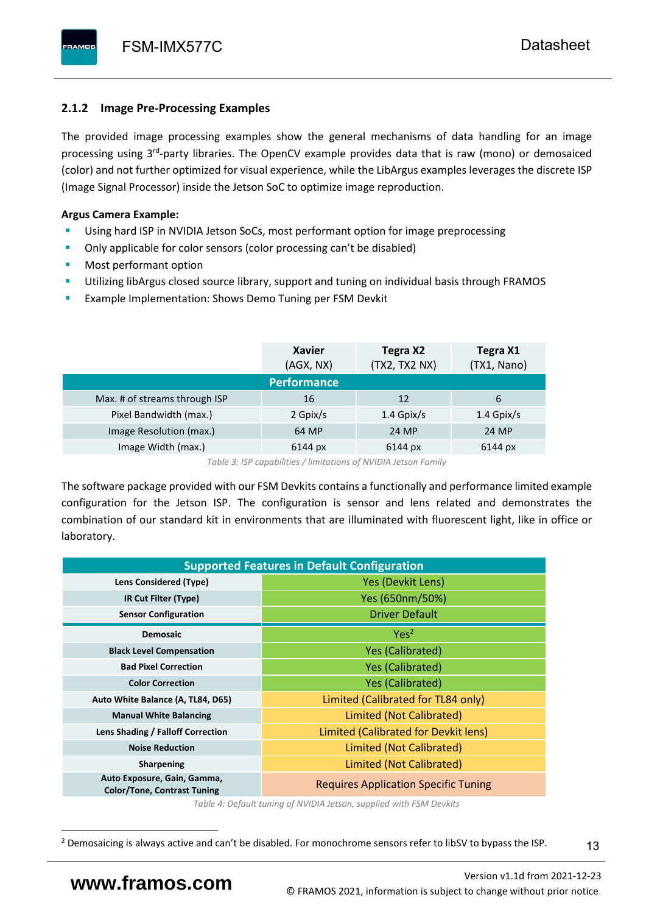### 2.1.2 Image Pre-Processing Examples

The provided image processing examples show the general mechanisms of data handling for an image processing using 3rd-party libraries. The OpenCV example provides data that is raw (mono) or demosaiced (color) and not further optimized for visual experience, while the LibArgus examples leverages the discrete ISP (Image Signal Processor) inside the Jetson SoC to optimize image reproduction.

**Argus Camera Example:**

- Using hard ISP in NVIDIA Jetson SoCs, most performant option for image preprocessing
- Only applicable for color sensors (color processing can't be disabled)
- Most performant option
- Utilizing libArgus closed source library, support and tuning on individual basis through FRAMOS
- Example Implementation: Shows Demo Tuning per FSM Devkit

| | **Xavier** (AGX, NX) | **Tegra X2** (TX2, TX2 NX) | **Tegra X1** (TX1, Nano) |
|---|---|---|---|
| **Performance** | | | |
| Max. # of streams through ISP | 16 | 12 | 6 |
| Pixel Bandwidth (max.) | 2 Gpix/s | 1.4 Gpix/s | 1.4 Gpix/s |
| Image Resolution (max.) | 64 MP | 24 MP | 24 MP |
| Image Width (max.) | 6144 px | 6144 px | 6144 px |

*Table 3: ISP capabilities / limitations of NVIDIA Jetson Family*

The software package provided with our FSM Devkits contains a functionally and performance limited example configuration for the Jetson ISP. The configuration is sensor and lens related and demonstrates the combination of our standard kit in environments that are illuminated with fluorescent light, like in office or laboratory.

| **Supported Features in Default Configuration** | |
|---|---|
| **Lens Considered (Type)** | Yes (Devkit Lens) |
| **IR Cut Filter (Type)** | Yes (650nm/50%) |
| **Sensor Configuration** | Driver Default |
| **Demosaic** | Yes[2] |
| **Black Level Compensation** | Yes (Calibrated) |
| **Bad Pixel Correction** | Yes (Calibrated) |
| **Color Correction** | Yes (Calibrated) |
| **Auto White Balance (A, TL84, D65)** | Limited (Calibrated for TL84 only) |
| **Manual White Balancing** | Limited (Not Calibrated) |
| **Lens Shading / Falloff Correction** | Limited (Calibrated for Devkit lens) |
| **Noise Reduction** | Limited (Not Calibrated) |
| **Sharpening** | Limited (Not Calibrated) |
| **Auto Exposure, Gain, Gamma, Color/Tone, Contrast Tuning** | Requires Application Specific Tuning |

*Table 4: Default tuning of NVIDIA Jetson, supplied with FSM Devkits*

[2] Demosaicing is always active and can't be disabled. For monochrome sensors refer to libSV to bypass the ISP.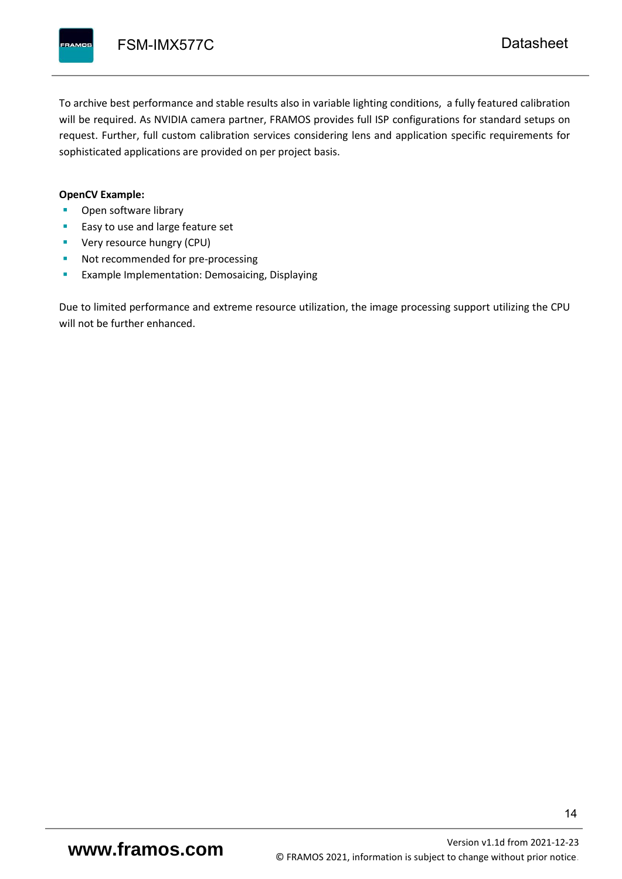To archive best performance and stable results also in variable lighting conditions,  a fully featured calibration will be required. As NVIDIA camera partner, FRAMOS provides full ISP configurations for standard setups on request. Further, full custom calibration services considering lens and application specific requirements for sophisticated applications are provided on per project basis.

**OpenCV Example:**

- Open software library
- Easy to use and large feature set
- Very resource hungry (CPU)
- Not recommended for pre-processing
- Example Implementation: Demosaicing, Displaying

Due to limited performance and extreme resource utilization, the image processing support utilizing the CPU will not be further enhanced.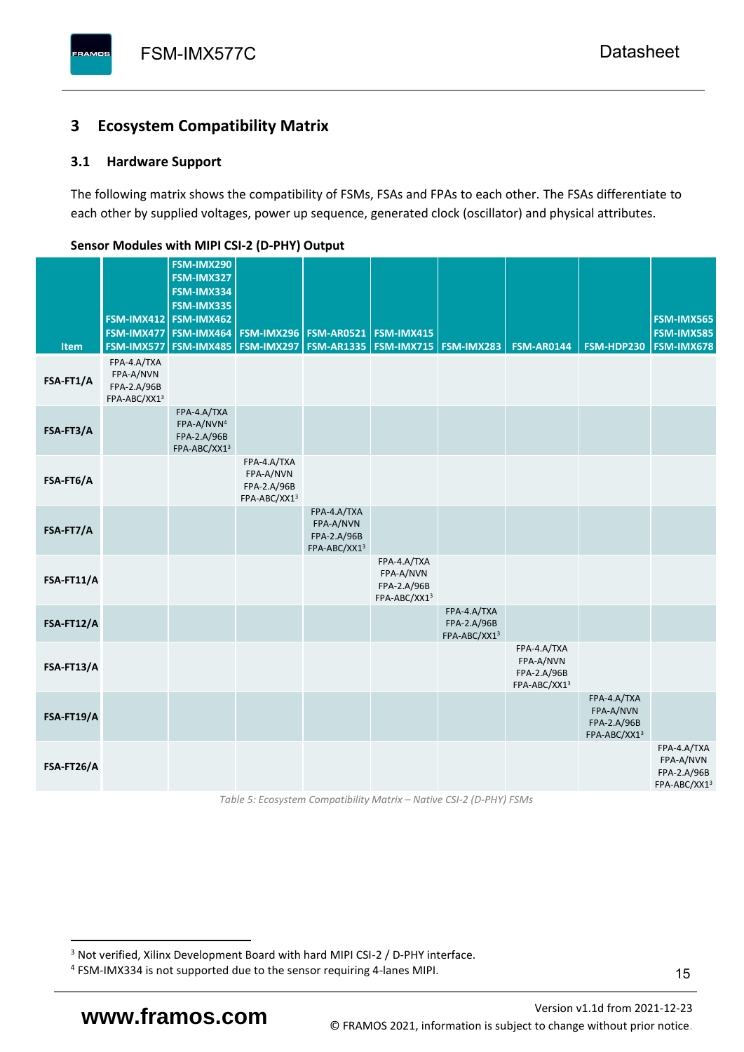## 3 Ecosystem Compatibility Matrix

### 3.1 Hardware Support

The following matrix shows the compatibility of FSMs, FSAs and FPAs to each other. The FSAs differentiate to each other by supplied voltages, power up sequence, generated clock (oscillator) and physical attributes.

**Sensor Modules with MIPI CSI-2 (D-PHY) Output**

| Item | FSM-IMX412 FSM-IMX477 FSM-IMX577 | FSM-IMX290 FSM-IMX327 FSM-IMX334 FSM-IMX335 FSM-IMX462 FSM-IMX464 FSM-IMX485 | FSM-IMX296 FSM-IMX297 | FSM-AR0521 FSM-AR1335 | FSM-IMX415 FSM-IMX715 | FSM-IMX283 | FSM-AR0144 | FSM-HDP230 | FSM-IMX565 FSM-IMX585 FSM-IMX678 |
|---|---|---|---|---|---|---|---|---|---|
| **FSA-FT1/A** | FPA-4.A/TXA FPA-A/NVN FPA-2.A/96B FPA-ABC/XX1[3] | | | | | | | | |
| **FSA-FT3/A** | | FPA-4.A/TXA FPA-A/NVN[4] FPA-2.A/96B FPA-ABC/XX1[3] | | | | | | | |
| **FSA-FT6/A** | | | FPA-4.A/TXA FPA-A/NVN FPA-2.A/96B FPA-ABC/XX1[3] | | | | | | |
| **FSA-FT7/A** | | | | FPA-4.A/TXA FPA-A/NVN FPA-2.A/96B FPA-ABC/XX1[3] | | | | | |
| **FSA-FT11/A** | | | | | FPA-4.A/TXA FPA-A/NVN FPA-2.A/96B FPA-ABC/XX1[3] | | | | |
| **FSA-FT12/A** | | | | | | FPA-4.A/TXA FPA-2.A/96B FPA-ABC/XX1[3] | | | |
| **FSA-FT13/A** | | | | | | | FPA-4.A/TXA FPA-A/NVN FPA-2.A/96B FPA-ABC/XX1[3] | | |
| **FSA-FT19/A** | | | | | | | | FPA-4.A/TXA FPA-A/NVN FPA-2.A/96B FPA-ABC/XX1[3] | |
| **FSA-FT26/A** | | | | | | | | | FPA-4.A/TXA FPA-A/NVN FPA-2.A/96B FPA-ABC/XX1[3] |

*Table 5: Ecosystem Compatibility Matrix – Native CSI-2 (D-PHY) FSMs*

[3] Not verified, Xilinx Development Board with hard MIPI CSI-2 / D-PHY interface.
[4] FSM-IMX334 is not supported due to the sensor requiring 4-lanes MIPI.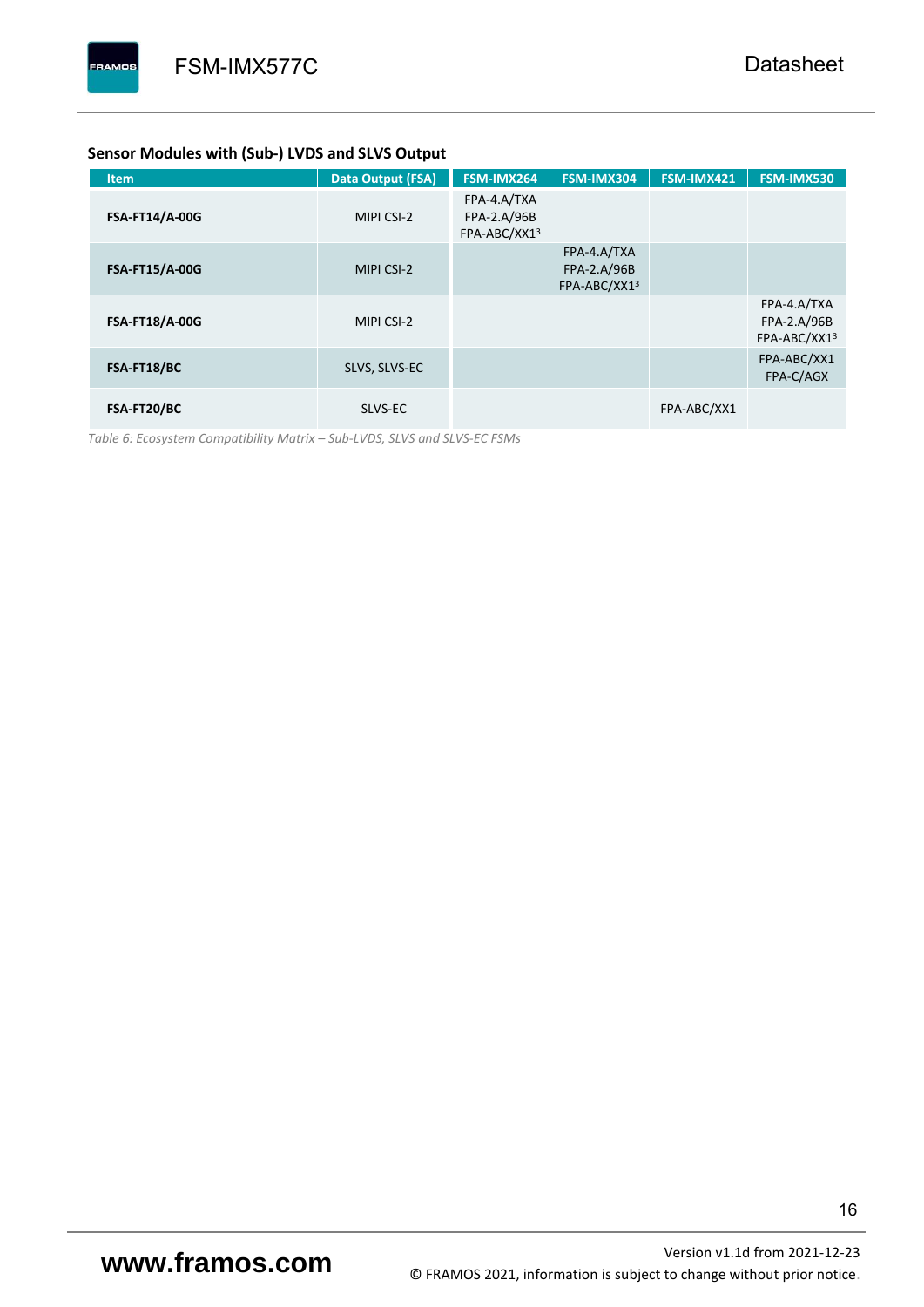### Sensor Modules with (Sub-) LVDS and SLVS Output

| Item | Data Output (FSA) | FSM-IMX264 | FSM-IMX304 | FSM-IMX421 | FSM-IMX530 |
|---|---|---|---|---|---|
| **FSA-FT14/A-00G** | MIPI CSI-2 | FPA-4.A/TXA FPA-2.A/96B FPA-ABC/XX1[3] | | | |
| **FSA-FT15/A-00G** | MIPI CSI-2 | | FPA-4.A/TXA FPA-2.A/96B FPA-ABC/XX1[3] | | |
| **FSA-FT18/A-00G** | MIPI CSI-2 | | | | FPA-4.A/TXA FPA-2.A/96B FPA-ABC/XX1[3] |
| **FSA-FT18/BC** | SLVS, SLVS-EC | | | | FPA-ABC/XX1 FPA-C/AGX |
| **FSA-FT20/BC** | SLVS-EC | | | FPA-ABC/XX1 | |

*Table 6: Ecosystem Compatibility Matrix – Sub-LVDS, SLVS and SLVS-EC FSMs*